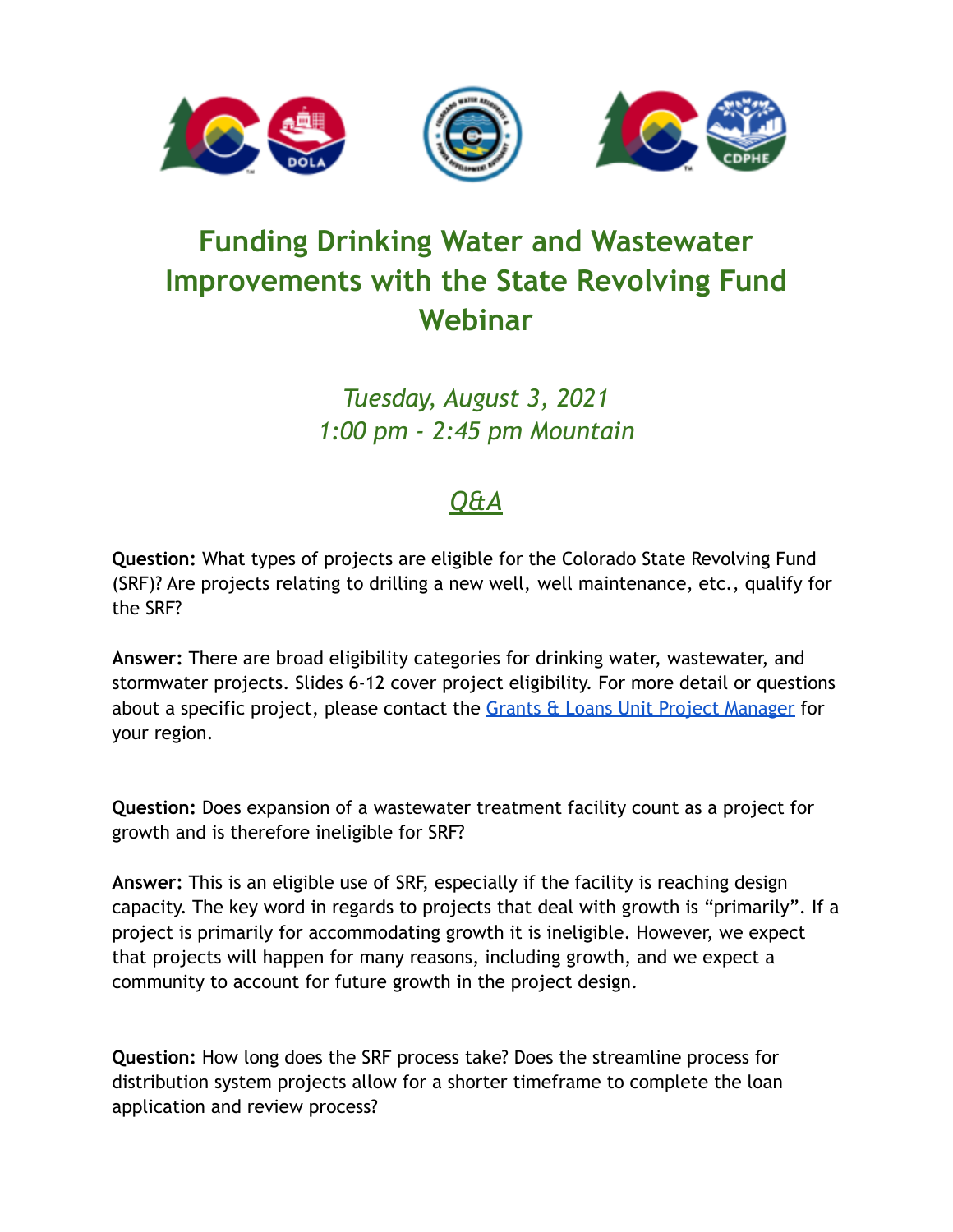# Funding Drinking Water and Wastewater Improvements with the State Revolving Fund Webinar

*Tuesday, August 3, 2021*
*1:00 pm - 2:45 pm Mountain*

## *Q&A*

**Question:** What types of projects are eligible for the Colorado State Revolving Fund (SRF)? Are projects relating to drilling a new well, well maintenance, etc., qualify for the SRF?

**Answer:** There are broad eligibility categories for drinking water, wastewater, and stormwater projects. Slides 6-12 cover project eligibility. For more detail or questions about a specific project, please contact the Grants & Loans Unit Project Manager for your region.

**Question:** Does expansion of a wastewater treatment facility count as a project for growth and is therefore ineligible for SRF?

**Answer:** This is an eligible use of SRF, especially if the facility is reaching design capacity. The key word in regards to projects that deal with growth is "primarily". If a project is primarily for accommodating growth it is ineligible. However, we expect that projects will happen for many reasons, including growth, and we expect a community to account for future growth in the project design.

**Question:** How long does the SRF process take? Does the streamline process for distribution system projects allow for a shorter timeframe to complete the loan application and review process?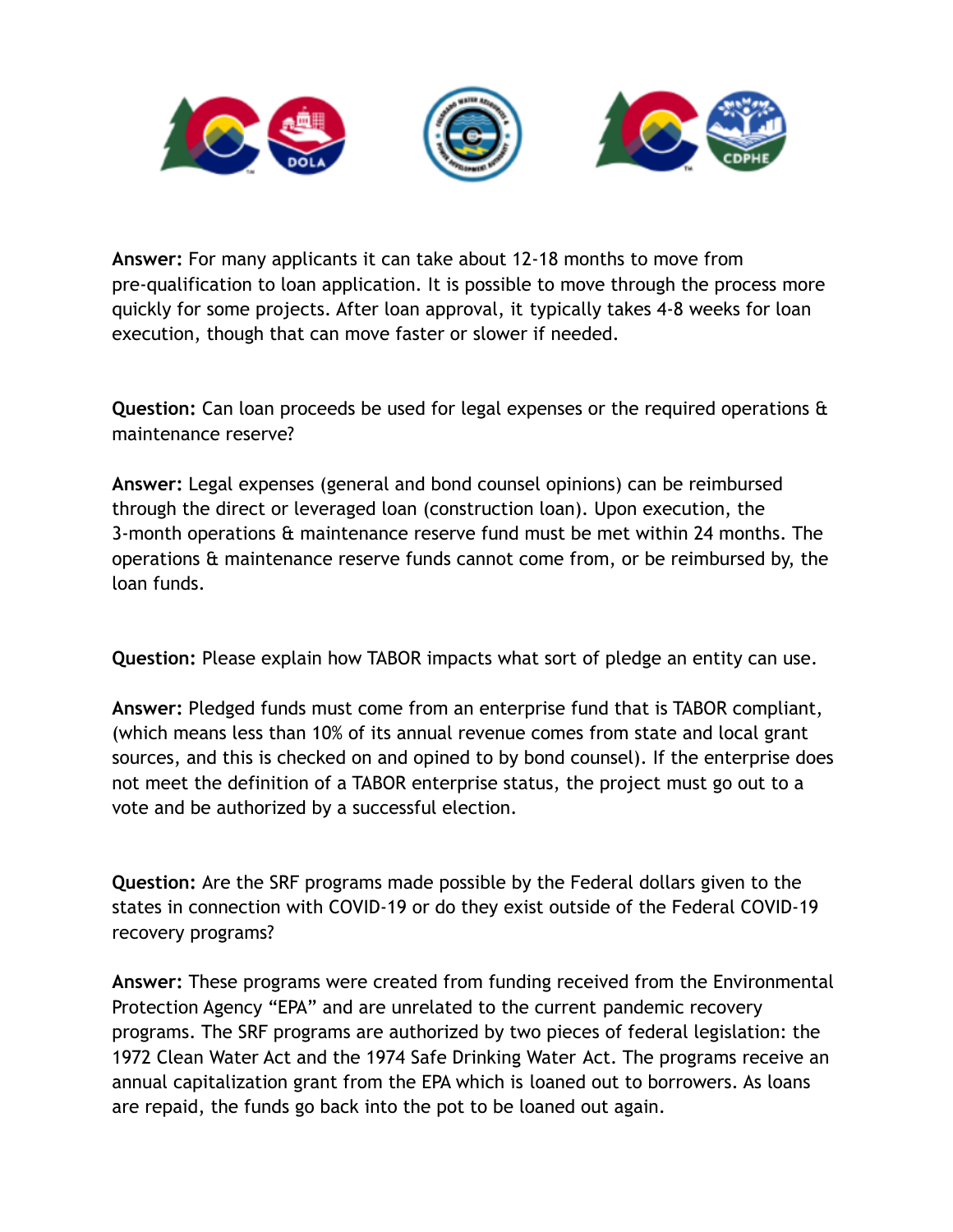**Answer:** For many applicants it can take about 12-18 months to move from pre-qualification to loan application. It is possible to move through the process more quickly for some projects. After loan approval, it typically takes 4-8 weeks for loan execution, though that can move faster or slower if needed.

**Question:** Can loan proceeds be used for legal expenses or the required operations & maintenance reserve?

**Answer:** Legal expenses (general and bond counsel opinions) can be reimbursed through the direct or leveraged loan (construction loan). Upon execution, the 3-month operations & maintenance reserve fund must be met within 24 months. The operations & maintenance reserve funds cannot come from, or be reimbursed by, the loan funds.

**Question:** Please explain how TABOR impacts what sort of pledge an entity can use.

**Answer:** Pledged funds must come from an enterprise fund that is TABOR compliant, (which means less than 10% of its annual revenue comes from state and local grant sources, and this is checked on and opined to by bond counsel). If the enterprise does not meet the definition of a TABOR enterprise status, the project must go out to a vote and be authorized by a successful election.

**Question:** Are the SRF programs made possible by the Federal dollars given to the states in connection with COVID-19 or do they exist outside of the Federal COVID-19 recovery programs?

**Answer:** These programs were created from funding received from the Environmental Protection Agency "EPA" and are unrelated to the current pandemic recovery programs. The SRF programs are authorized by two pieces of federal legislation: the 1972 Clean Water Act and the 1974 Safe Drinking Water Act. The programs receive an annual capitalization grant from the EPA which is loaned out to borrowers. As loans are repaid, the funds go back into the pot to be loaned out again.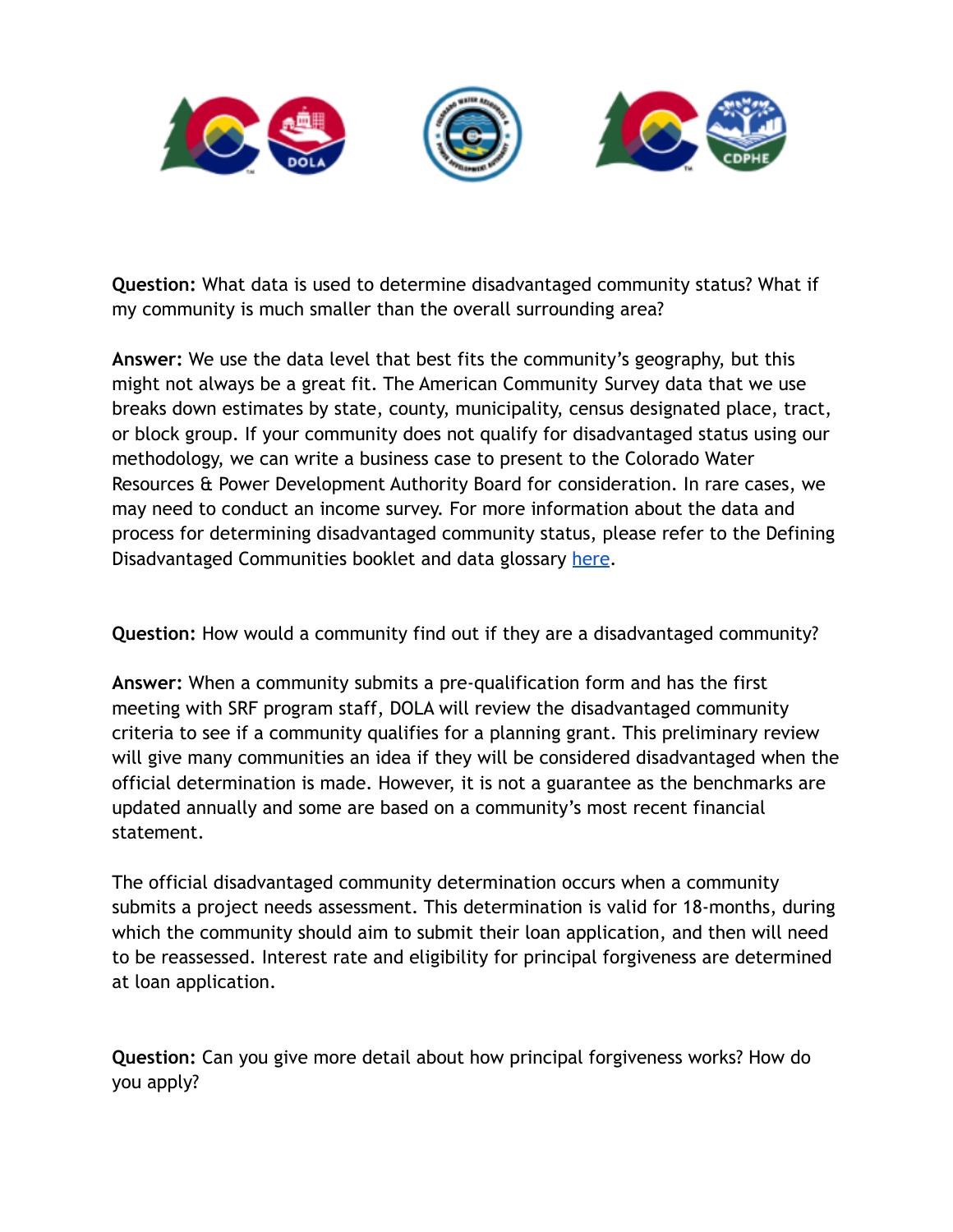**Question:** What data is used to determine disadvantaged community status? What if my community is much smaller than the overall surrounding area?

**Answer:** We use the data level that best fits the community's geography, but this might not always be a great fit. The American Community Survey data that we use breaks down estimates by state, county, municipality, census designated place, tract, or block group. If your community does not qualify for disadvantaged status using our methodology, we can write a business case to present to the Colorado Water Resources & Power Development Authority Board for consideration. In rare cases, we may need to conduct an income survey. For more information about the data and process for determining disadvantaged community status, please refer to the Defining Disadvantaged Communities booklet and data glossary [here](here).

**Question:** How would a community find out if they are a disadvantaged community?

**Answer:** When a community submits a pre-qualification form and has the first meeting with SRF program staff, DOLA will review the disadvantaged community criteria to see if a community qualifies for a planning grant. This preliminary review will give many communities an idea if they will be considered disadvantaged when the official determination is made. However, it is not a guarantee as the benchmarks are updated annually and some are based on a community's most recent financial statement.

The official disadvantaged community determination occurs when a community submits a project needs assessment. This determination is valid for 18-months, during which the community should aim to submit their loan application, and then will need to be reassessed. Interest rate and eligibility for principal forgiveness are determined at loan application.

**Question:** Can you give more detail about how principal forgiveness works? How do you apply?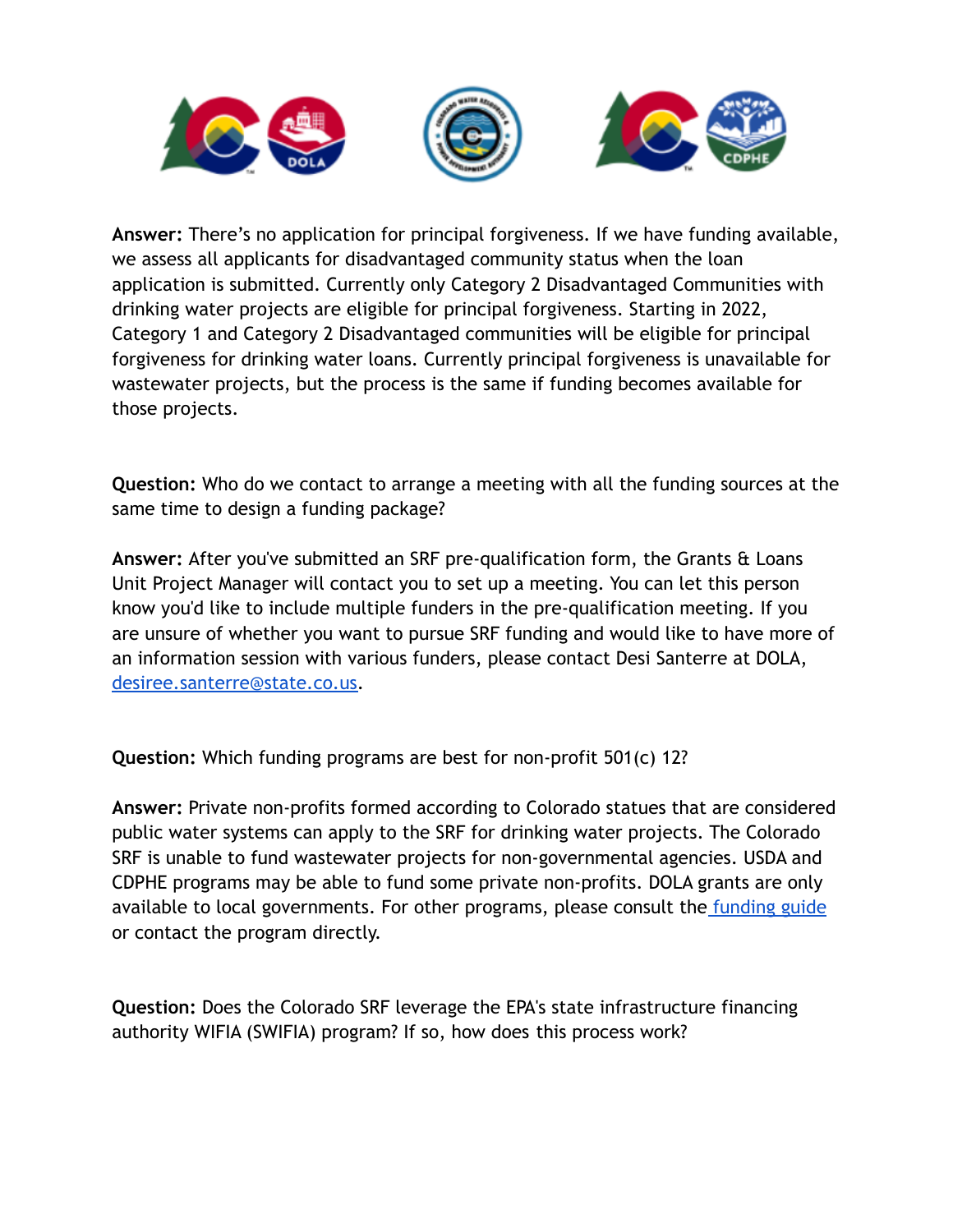**Answer:** There's no application for principal forgiveness. If we have funding available, we assess all applicants for disadvantaged community status when the loan application is submitted. Currently only Category 2 Disadvantaged Communities with drinking water projects are eligible for principal forgiveness. Starting in 2022, Category 1 and Category 2 Disadvantaged communities will be eligible for principal forgiveness for drinking water loans. Currently principal forgiveness is unavailable for wastewater projects, but the process is the same if funding becomes available for those projects.

**Question:** Who do we contact to arrange a meeting with all the funding sources at the same time to design a funding package?

**Answer:** After you've submitted an SRF pre-qualification form, the Grants & Loans Unit Project Manager will contact you to set up a meeting. You can let this person know you'd like to include multiple funders in the pre-qualification meeting. If you are unsure of whether you want to pursue SRF funding and would like to have more of an information session with various funders, please contact Desi Santerre at DOLA, desiree.santerre@state.co.us.

**Question:** Which funding programs are best for non-profit 501(c) 12?

**Answer:** Private non-profits formed according to Colorado statues that are considered public water systems can apply to the SRF for drinking water projects. The Colorado SRF is unable to fund wastewater projects for non-governmental agencies. USDA and CDPHE programs may be able to fund some private non-profits. DOLA grants are only available to local governments. For other programs, please consult the funding guide or contact the program directly.

**Question:** Does the Colorado SRF leverage the EPA's state infrastructure financing authority WIFIA (SWIFIA) program? If so, how does this process work?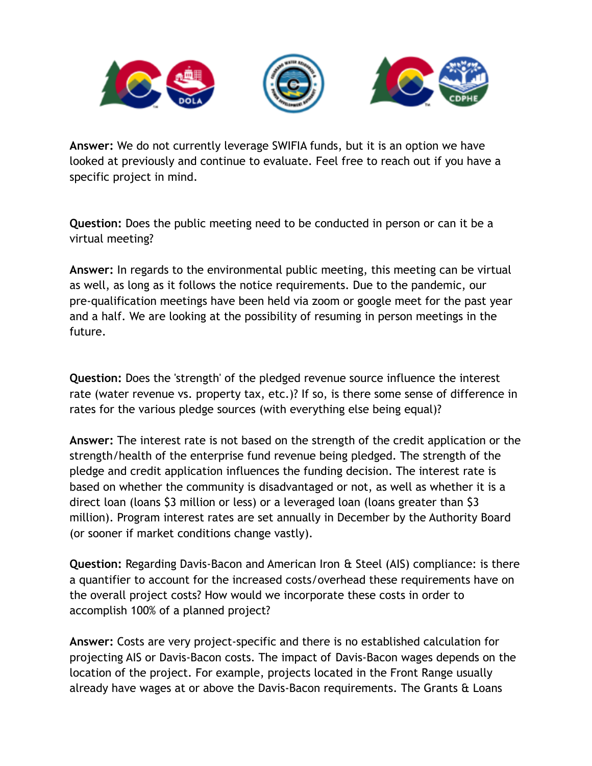**Answer:** We do not currently leverage SWIFIA funds, but it is an option we have looked at previously and continue to evaluate. Feel free to reach out if you have a specific project in mind.

**Question:** Does the public meeting need to be conducted in person or can it be a virtual meeting?

**Answer:** In regards to the environmental public meeting, this meeting can be virtual as well, as long as it follows the notice requirements. Due to the pandemic, our pre-qualification meetings have been held via zoom or google meet for the past year and a half. We are looking at the possibility of resuming in person meetings in the future.

**Question:** Does the 'strength' of the pledged revenue source influence the interest rate (water revenue vs. property tax, etc.)? If so, is there some sense of difference in rates for the various pledge sources (with everything else being equal)?

**Answer:** The interest rate is not based on the strength of the credit application or the strength/health of the enterprise fund revenue being pledged. The strength of the pledge and credit application influences the funding decision. The interest rate is based on whether the community is disadvantaged or not, as well as whether it is a direct loan (loans $3 million or less) or a leveraged loan (loans greater than $3 million). Program interest rates are set annually in December by the Authority Board (or sooner if market conditions change vastly).

**Question:** Regarding Davis-Bacon and American Iron & Steel (AIS) compliance: is there a quantifier to account for the increased costs/overhead these requirements have on the overall project costs? How would we incorporate these costs in order to accomplish 100% of a planned project?

**Answer:** Costs are very project-specific and there is no established calculation for projecting AIS or Davis-Bacon costs. The impact of Davis-Bacon wages depends on the location of the project. For example, projects located in the Front Range usually already have wages at or above the Davis-Bacon requirements. The Grants & Loans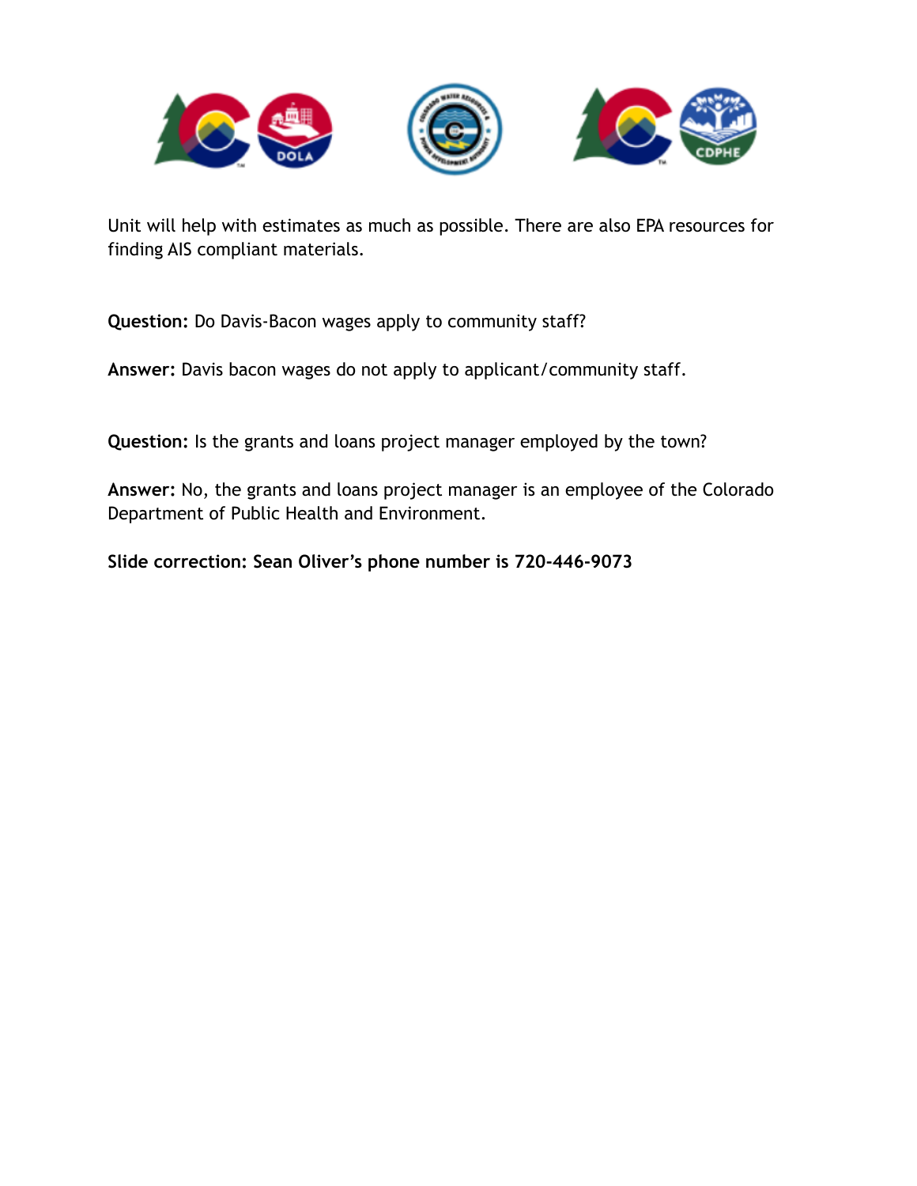Unit will help with estimates as much as possible. There are also EPA resources for finding AIS compliant materials.

**Question:** Do Davis-Bacon wages apply to community staff?

**Answer:** Davis bacon wages do not apply to applicant/community staff.

**Question:** Is the grants and loans project manager employed by the town?

**Answer:** No, the grants and loans project manager is an employee of the Colorado Department of Public Health and Environment.

**Slide correction: Sean Oliver's phone number is 720-446-9073**